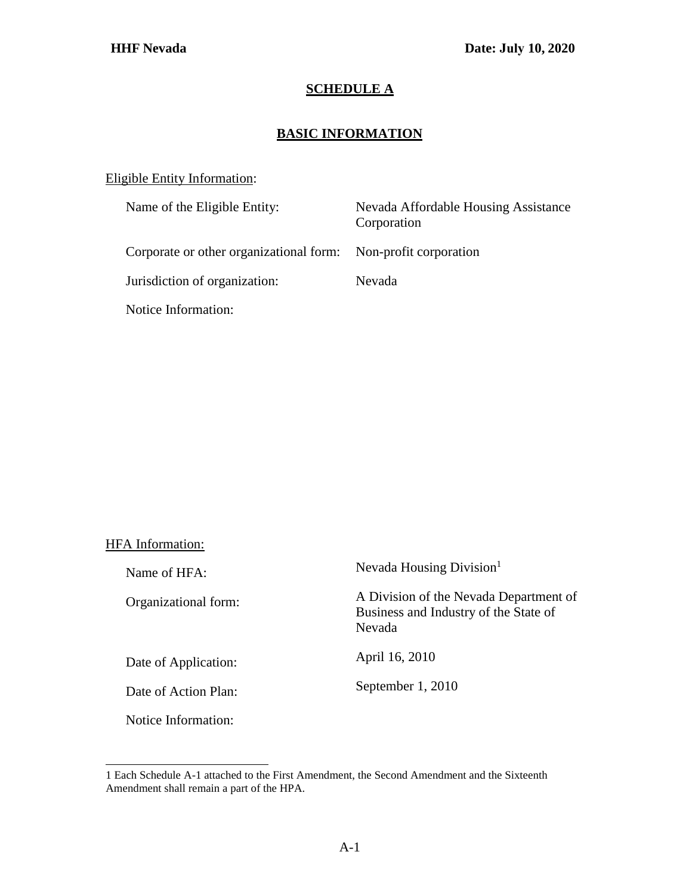# SCHEDULE A

## BASIC INFORMATION

Eligible Entity Information:

| | |
|---|---|
| Name of the Eligible Entity: | Nevada Affordable Housing Assistance Corporation |
| Corporate or other organizational form: | Non-profit corporation |
| Jurisdiction of organization: | Nevada |
| Notice Information: | |

HFA Information:

| | |
|---|---|
| Name of HFA: | Nevada Housing Division[1] |
| Organizational form: | A Division of the Nevada Department of Business and Industry of the State of Nevada |
| Date of Application: | April 16, 2010 |
| Date of Action Plan: | September 1, 2010 |
| Notice Information: | |

---

1 Each Schedule A-1 attached to the First Amendment, the Second Amendment and the Sixteenth Amendment shall remain a part of the HPA.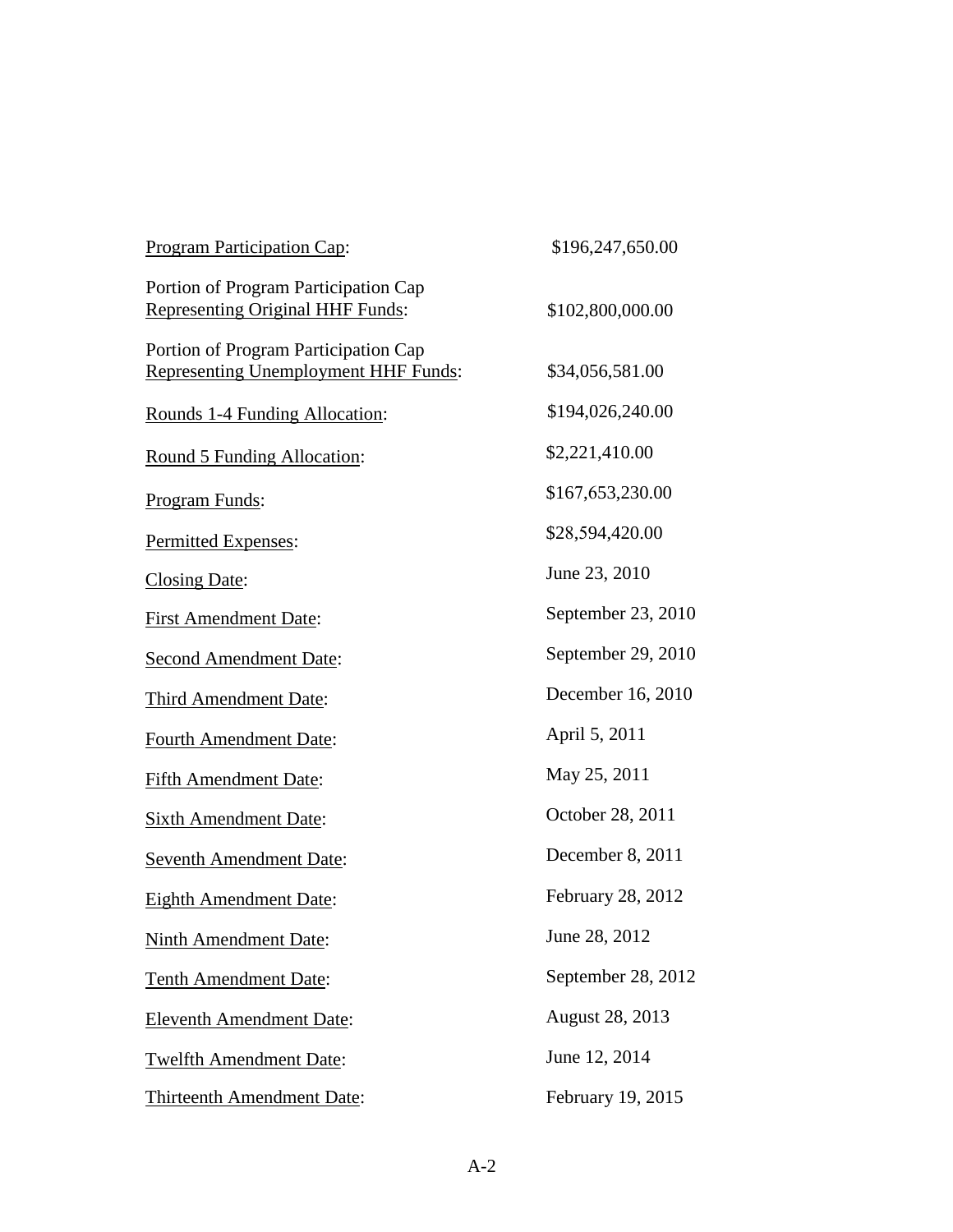| | |
|---|---|
| Program Participation Cap: | $196,247,650.00 |
| Portion of Program Participation Cap Representing Original HHF Funds: | $102,800,000.00 |
| Portion of Program Participation Cap Representing Unemployment HHF Funds: | $34,056,581.00 |
| Rounds 1-4 Funding Allocation: | $194,026,240.00 |
| Round 5 Funding Allocation: | $2,221,410.00 |
| Program Funds: | $167,653,230.00 |
| Permitted Expenses: | $28,594,420.00 |
| Closing Date: | June 23, 2010 |
| First Amendment Date: | September 23, 2010 |
| Second Amendment Date: | September 29, 2010 |
| Third Amendment Date: | December 16, 2010 |
| Fourth Amendment Date: | April 5, 2011 |
| Fifth Amendment Date: | May 25, 2011 |
| Sixth Amendment Date: | October 28, 2011 |
| Seventh Amendment Date: | December 8, 2011 |
| Eighth Amendment Date: | February 28, 2012 |
| Ninth Amendment Date: | June 28, 2012 |
| Tenth Amendment Date: | September 28, 2012 |
| Eleventh Amendment Date: | August 28, 2013 |
| Twelfth Amendment Date: | June 12, 2014 |
| Thirteenth Amendment Date: | February 19, 2015 |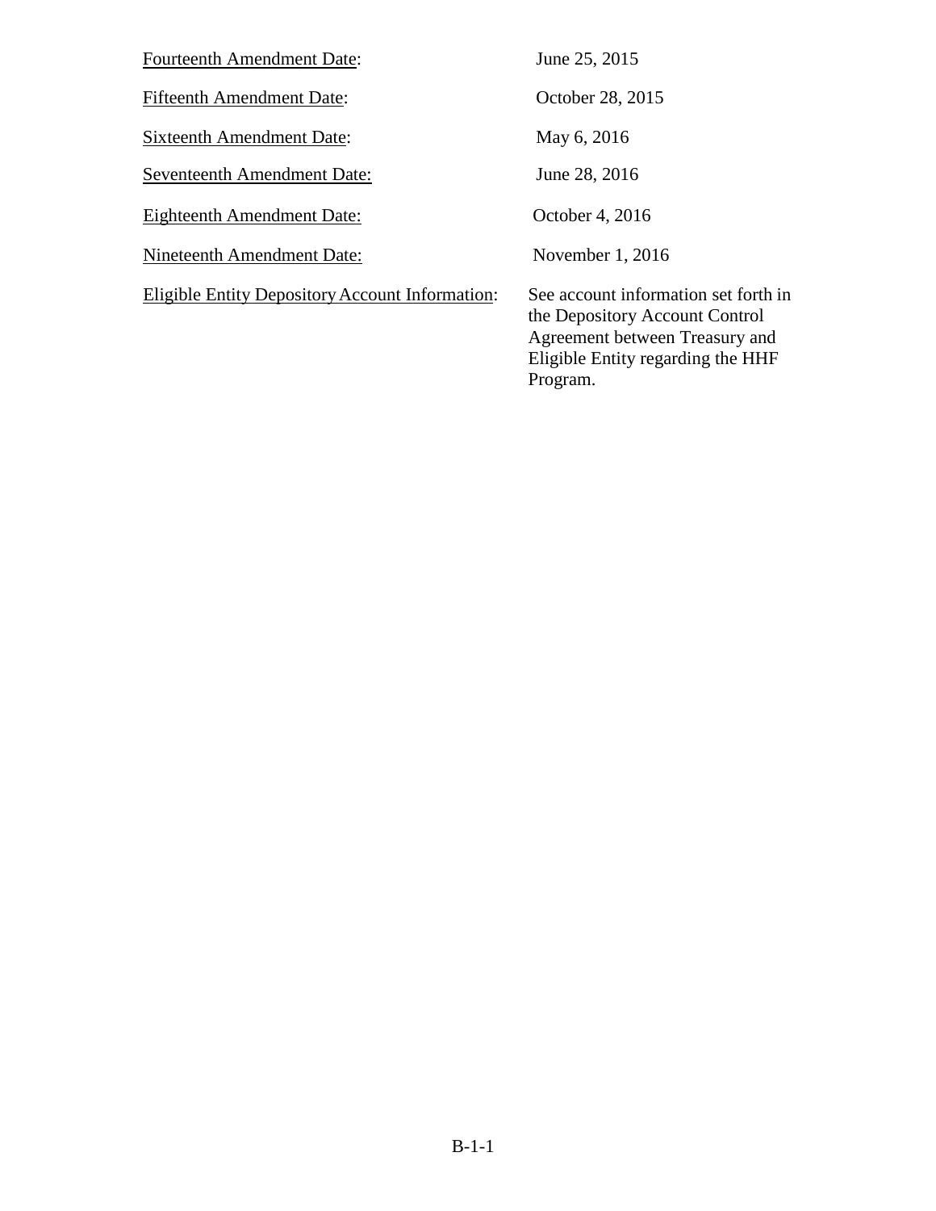| | |
|---|---|
| Fourteenth Amendment Date: | June 25, 2015 |
| Fifteenth Amendment Date: | October 28, 2015 |
| Sixteenth Amendment Date: | May 6, 2016 |
| Seventeenth Amendment Date: | June 28, 2016 |
| Eighteenth Amendment Date: | October 4, 2016 |
| Nineteenth Amendment Date: | November 1, 2016 |
| Eligible Entity Depository Account Information: | See account information set forth in the Depository Account Control Agreement between Treasury and Eligible Entity regarding the HHF Program. |